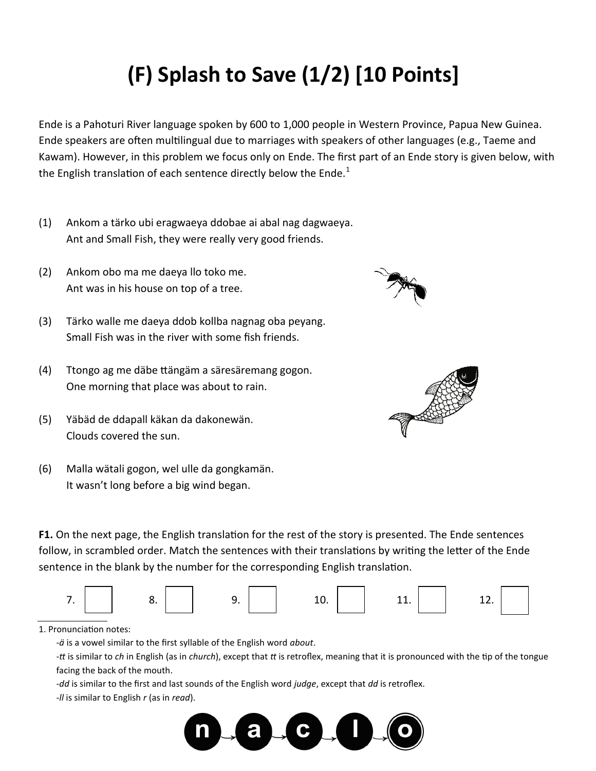# (F) Splash to Save (1/2) [10 Points]

Ende is a Pahoturi River language spoken by 600 to 1,000 people in Western Province, Papua New Guinea. Ende speakers are often multilingual due to marriages with speakers of other languages (e.g., Taeme and Kawam). However, in this problem we focus only on Ende. The first part of an Ende story is given below, with the English translation of each sentence directly below the Ende.[1]

(1) Ankom a tärko ubi eragwaeya ddobae ai abal nag dagwaeya.
Ant and Small Fish, they were really very good friends.

(2) Ankom obo ma me daeya llo toko me.
Ant was in his house on top of a tree.

(3) Tärko walle me daeya ddob kollba nagnag oba peyang.
Small Fish was in the river with some fish friends.

(4) Ttongo ag me däbe ttängäm a säresäremang gogon.
One morning that place was about to rain.

(5) Yäbäd de ddapall käkan da dakonewän.
Clouds covered the sun.

(6) Malla wätali gogon, wel ulle da gongkamän.
It wasn't long before a big wind began.

**F1.** On the next page, the English translation for the rest of the story is presented. The Ende sentences follow, in scrambled order. Match the sentences with their translations by writing the letter of the Ende sentence in the blank by the number for the corresponding English translation.

7. ☐ 8. ☐ 9. ☐ 10. ☐ 11. ☐ 12. ☐

1. Pronunciation notes:
- *ä* is a vowel similar to the first syllable of the English word *about*.
- *tt* is similar to *ch* in English (as in *church*), except that *tt* is retroflex, meaning that it is pronounced with the tip of the tongue facing the back of the mouth.
- *dd* is similar to the first and last sounds of the English word *judge*, except that *dd* is retroflex.
- *ll* is similar to English *r* (as in *read*).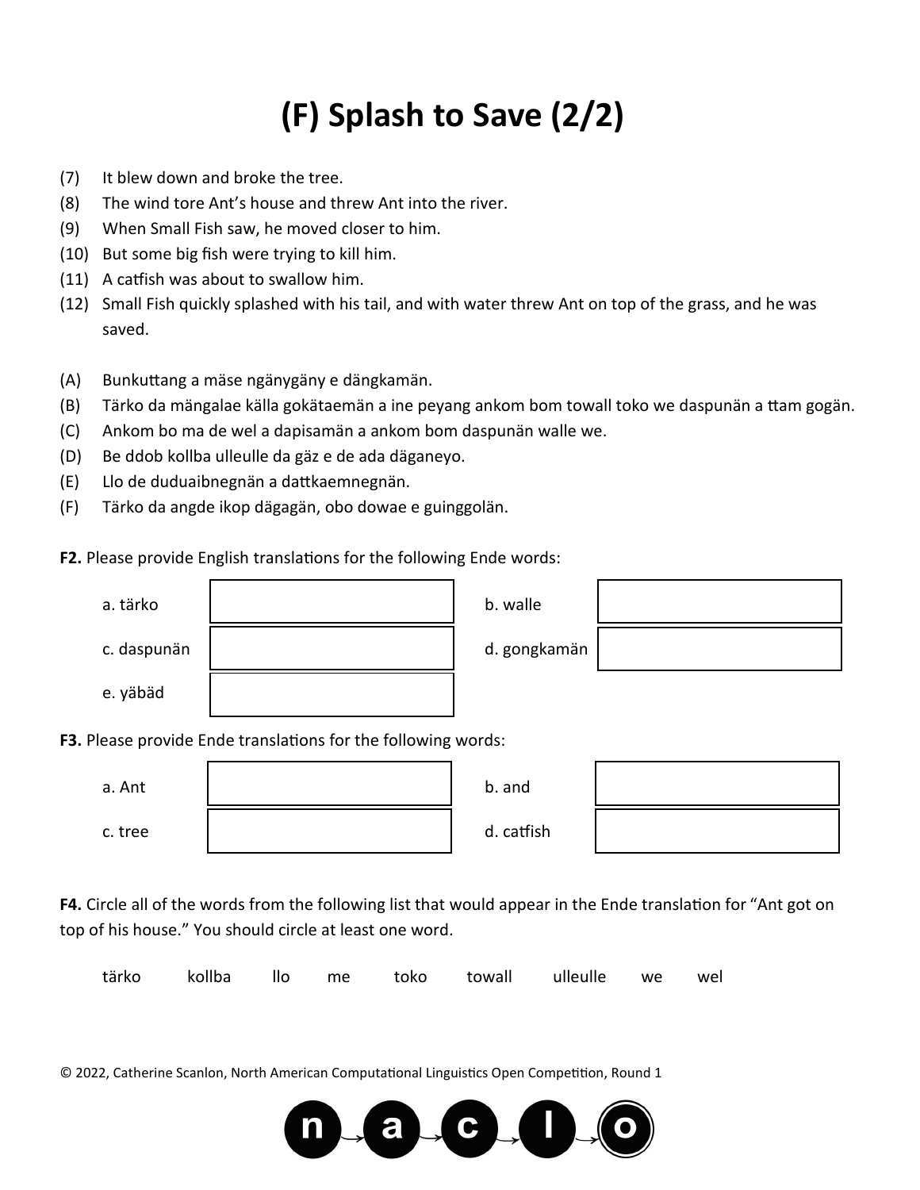# (F) Splash to Save (2/2)

(7) It blew down and broke the tree.
(8) The wind tore Ant's house and threw Ant into the river.
(9) When Small Fish saw, he moved closer to him.
(10) But some big fish were trying to kill him.
(11) A catfish was about to swallow him.
(12) Small Fish quickly splashed with his tail, and with water threw Ant on top of the grass, and he was saved.

(A) Bunkuttang a mäse ngänygäny e dängkamän.
(B) Tärko da mängalae källa gokätaemän a ine peyang ankom bom towall toko we daspunän a ttam gogän.
(C) Ankom bo ma de wel a dapisamän a ankom bom daspunän walle we.
(D) Be ddob kollba ulleulle da gäz e de ada däganeyo.
(E) Llo de duduaibnegnän a dattkaemnegnän.
(F) Tärko da angde ikop dägagän, obo dowae e guinggolän.

**F2.** Please provide English translations for the following Ende words:

| | | | |
|---|---|---|---|
| a. tärko | | b. walle | |
| c. daspunän | | d. gongkamän | |
| e. yäbäd | | | |

**F3.** Please provide Ende translations for the following words:

| | | | |
|---|---|---|---|
| a. Ant | | b. and | |
| c. tree | | d. catfish | |

**F4.** Circle all of the words from the following list that would appear in the Ende translation for "Ant got on top of his house." You should circle at least one word.

tärko kollba llo me toko towall ulleulle we wel

© 2022, Catherine Scanlon, North American Computational Linguistics Open Competition, Round 1